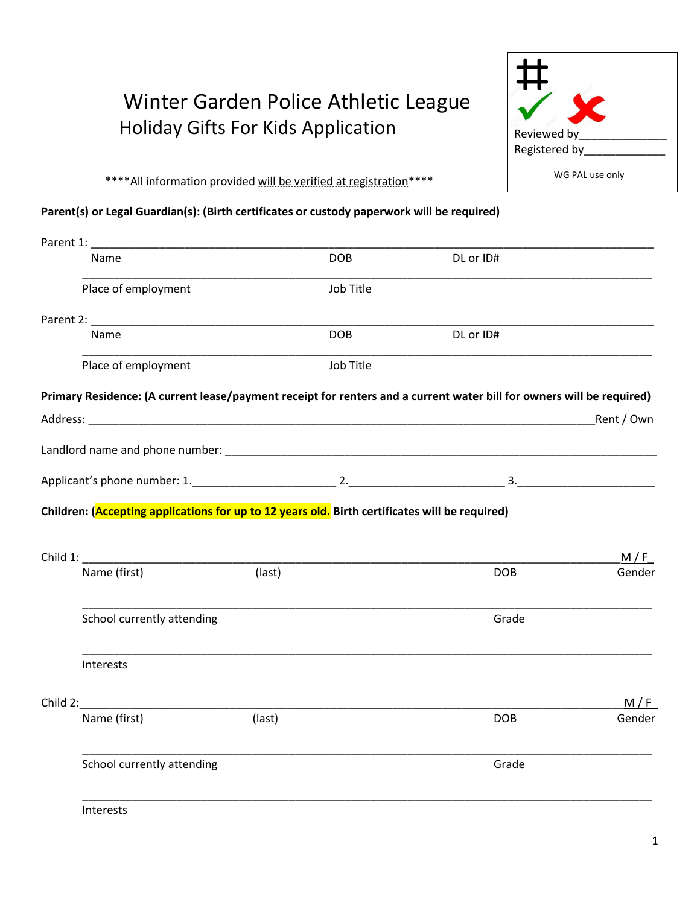# Winter Garden Police Athletic League

## Holiday Gifts For Kids Application

#
✓ ✗
Reviewed by______________
Registered by_____________

WG PAL use only

****All information provided will be verified at registration****

**Parent(s) or Legal Guardian(s): (Birth certificates or custody paperwork will be required)**

Parent 1: ________________________________________________________________________________

Name | DOB | DL or ID#

________________________________________________________________________________

Place of employment | Job Title

Parent 2: ________________________________________________________________________________

Name | DOB | DL or ID#

________________________________________________________________________________

Place of employment | Job Title

**Primary Residence: (A current lease/payment receipt for renters and a current water bill for owners will be required)**

Address: ________________________________________________________________________ Rent / Own

Landlord name and phone number: ____________________________________________________________

Applicant's phone number: 1.______________________ 2.______________________ 3.______________________

**Children: (Accepting applications for up to 12 years old. Birth certificates will be required)**

Child 1: ______________________________________________________________________ M / F

Name (first) | (last) | DOB | Gender

________________________________________________________________________________

School currently attending | Grade

________________________________________________________________________________

Interests

Child 2: ______________________________________________________________________ M / F

Name (first) | (last) | DOB | Gender

________________________________________________________________________________

School currently attending | Grade

________________________________________________________________________________

Interests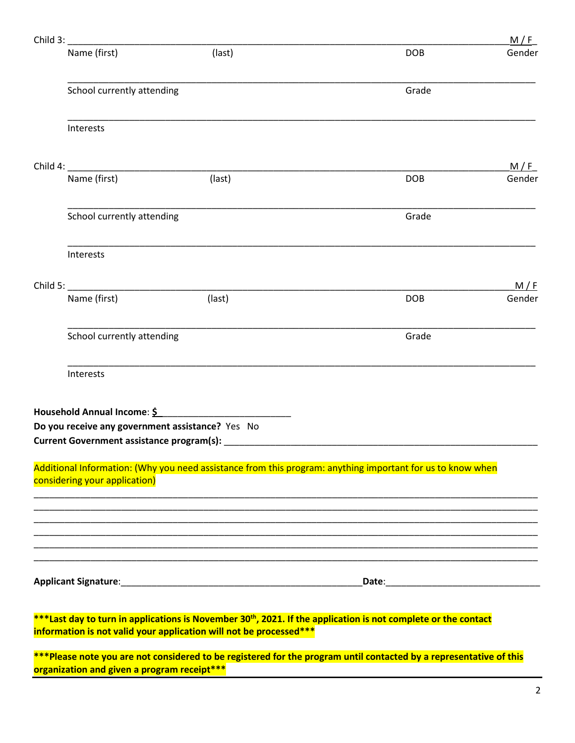Child 3: \_\_\_\_\_\_\_\_\_\_\_\_\_\_\_\_\_\_\_\_\_\_\_\_\_\_\_\_\_\_\_\_\_\_\_\_\_\_\_\_\_\_\_\_\_\_\_\_\_\_\_\_\_\_\_\_\_\_\_\_\_\_\_\_\_\_\_\_\_\_ M / F

Name (first) (last) DOB Gender

\_\_\_\_\_\_\_\_\_\_\_\_\_\_\_\_\_\_\_\_\_\_\_\_\_\_\_\_\_\_\_\_\_\_\_\_\_\_\_\_\_\_\_\_\_\_\_\_\_\_\_\_\_\_\_\_\_\_\_\_\_\_\_\_\_\_\_\_\_\_\_\_\_\_

School currently attending Grade

\_\_\_\_\_\_\_\_\_\_\_\_\_\_\_\_\_\_\_\_\_\_\_\_\_\_\_\_\_\_\_\_\_\_\_\_\_\_\_\_\_\_\_\_\_\_\_\_\_\_\_\_\_\_\_\_\_\_\_\_\_\_\_\_\_\_\_\_\_\_\_\_\_\_

Interests

Child 4: \_\_\_\_\_\_\_\_\_\_\_\_\_\_\_\_\_\_\_\_\_\_\_\_\_\_\_\_\_\_\_\_\_\_\_\_\_\_\_\_\_\_\_\_\_\_\_\_\_\_\_\_\_\_\_\_\_\_\_\_\_\_\_\_\_\_\_\_\_\_ M / F

Name (first) (last) DOB Gender

\_\_\_\_\_\_\_\_\_\_\_\_\_\_\_\_\_\_\_\_\_\_\_\_\_\_\_\_\_\_\_\_\_\_\_\_\_\_\_\_\_\_\_\_\_\_\_\_\_\_\_\_\_\_\_\_\_\_\_\_\_\_\_\_\_\_\_\_\_\_\_\_\_\_

School currently attending Grade

\_\_\_\_\_\_\_\_\_\_\_\_\_\_\_\_\_\_\_\_\_\_\_\_\_\_\_\_\_\_\_\_\_\_\_\_\_\_\_\_\_\_\_\_\_\_\_\_\_\_\_\_\_\_\_\_\_\_\_\_\_\_\_\_\_\_\_\_\_\_\_\_\_\_

Interests

Child 5: \_\_\_\_\_\_\_\_\_\_\_\_\_\_\_\_\_\_\_\_\_\_\_\_\_\_\_\_\_\_\_\_\_\_\_\_\_\_\_\_\_\_\_\_\_\_\_\_\_\_\_\_\_\_\_\_\_\_\_\_\_\_\_\_\_\_\_\_\_\_ M / F

Name (first) (last) DOB Gender

\_\_\_\_\_\_\_\_\_\_\_\_\_\_\_\_\_\_\_\_\_\_\_\_\_\_\_\_\_\_\_\_\_\_\_\_\_\_\_\_\_\_\_\_\_\_\_\_\_\_\_\_\_\_\_\_\_\_\_\_\_\_\_\_\_\_\_\_\_\_\_\_\_\_

School currently attending Grade

\_\_\_\_\_\_\_\_\_\_\_\_\_\_\_\_\_\_\_\_\_\_\_\_\_\_\_\_\_\_\_\_\_\_\_\_\_\_\_\_\_\_\_\_\_\_\_\_\_\_\_\_\_\_\_\_\_\_\_\_\_\_\_\_\_\_\_\_\_\_\_\_\_\_

Interests

**Household Annual Income**: $\_\_\_\_\_\_\_\_\_\_\_\_\_\_\_\_\_\_\_\_\_\_\_\_\_

**Do you receive any government assistance?** Yes No

**Current Government assistance program(s):** \_\_\_\_\_\_\_\_\_\_\_\_\_\_\_\_\_\_\_\_\_\_\_\_\_\_\_\_\_\_\_\_\_\_\_\_\_\_\_\_\_\_\_\_\_\_\_\_\_\_\_\_\_\_

Additional Information: (Why you need assistance from this program: anything important for us to know when considering your application)

\_\_\_\_\_\_\_\_\_\_\_\_\_\_\_\_\_\_\_\_\_\_\_\_\_\_\_\_\_\_\_\_\_\_\_\_\_\_\_\_\_\_\_\_\_\_\_\_\_\_\_\_\_\_\_\_\_\_\_\_\_\_\_\_\_\_\_\_\_\_\_\_\_\_\_\_\_\_\_\_

\_\_\_\_\_\_\_\_\_\_\_\_\_\_\_\_\_\_\_\_\_\_\_\_\_\_\_\_\_\_\_\_\_\_\_\_\_\_\_\_\_\_\_\_\_\_\_\_\_\_\_\_\_\_\_\_\_\_\_\_\_\_\_\_\_\_\_\_\_\_\_\_\_\_\_\_\_\_\_\_

\_\_\_\_\_\_\_\_\_\_\_\_\_\_\_\_\_\_\_\_\_\_\_\_\_\_\_\_\_\_\_\_\_\_\_\_\_\_\_\_\_\_\_\_\_\_\_\_\_\_\_\_\_\_\_\_\_\_\_\_\_\_\_\_\_\_\_\_\_\_\_\_\_\_\_\_\_\_\_\_

\_\_\_\_\_\_\_\_\_\_\_\_\_\_\_\_\_\_\_\_\_\_\_\_\_\_\_\_\_\_\_\_\_\_\_\_\_\_\_\_\_\_\_\_\_\_\_\_\_\_\_\_\_\_\_\_\_\_\_\_\_\_\_\_\_\_\_\_\_\_\_\_\_\_\_\_\_\_\_\_

\_\_\_\_\_\_\_\_\_\_\_\_\_\_\_\_\_\_\_\_\_\_\_\_\_\_\_\_\_\_\_\_\_\_\_\_\_\_\_\_\_\_\_\_\_\_\_\_\_\_\_\_\_\_\_\_\_\_\_\_\_\_\_\_\_\_\_\_\_\_\_\_\_\_\_\_\_\_\_\_

\_\_\_\_\_\_\_\_\_\_\_\_\_\_\_\_\_\_\_\_\_\_\_\_\_\_\_\_\_\_\_\_\_\_\_\_\_\_\_\_\_\_\_\_\_\_\_\_\_\_\_\_\_\_\_\_\_\_\_\_\_\_\_\_\_\_\_\_\_\_\_\_\_\_\_\_\_\_\_\_

**Applicant Signature**:\_\_\_\_\_\_\_\_\_\_\_\_\_\_\_\_\_\_\_\_\_\_\_\_\_\_\_\_\_\_\_\_\_\_\_\_\_\_\_\_\_\_\_\_\_\_\_\_ **Date**:\_\_\_\_\_\_\_\_\_\_\_\_\_\_\_\_\_\_\_\_\_\_\_\_\_\_\_\_\_\_\_

**\*\*\*Last day to turn in applications is November 30th, 2021. If the application is not complete or the contact information is not valid your application will not be processed\*\*\***

**\*\*\*Please note you are not considered to be registered for the program until contacted by a representative of this organization and given a program receipt\*\*\***